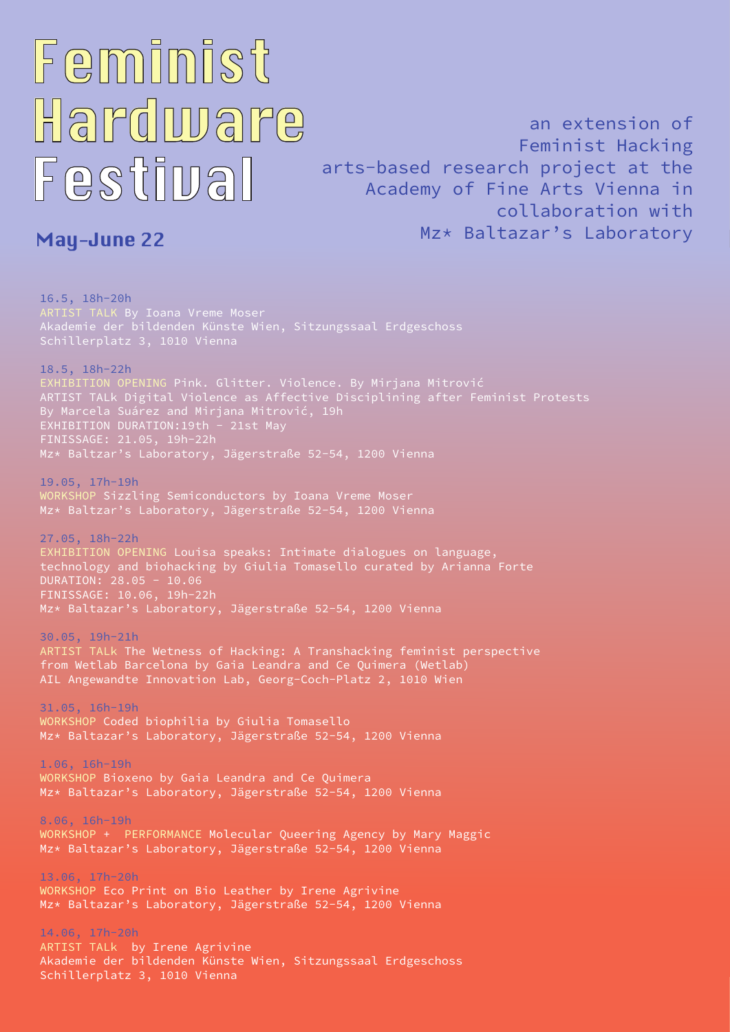# Feminist Hardware Festival

**May–June 22**

an extension of Feminist Hacking arts-based research project at the Academy of Fine Arts Vienna in collaboration with Mz* Baltazar's Laboratory

16.5, 18h–20h
ARTIST TALK By Ioana Vreme Moser
Akademie der bildenden Künste Wien, Sitzungssaal Erdgeschoss
Schillerplatz 3, 1010 Vienna

18.5, 18h–22h
EXHIBITION OPENING Pink. Glitter. Violence. By Mirjana Mitrović
ARTIST TALk Digital Violence as Affective Disciplining after Feminist Protests
By Marcela Suárez and Mirjana Mitrović, 19h
EXHIBITION DURATION:19th – 21st May
FINISSAGE: 21.05, 19h–22h
Mz* Baltzar's Laboratory, Jägerstraße 52-54, 1200 Vienna

19.05, 17h–19h
WORKSHOP Sizzling Semiconductors by Ioana Vreme Moser
Mz* Baltzar's Laboratory, Jägerstraße 52-54, 1200 Vienna

27.05, 18h–22h
EXHIBITION OPENING Louisa speaks: Intimate dialogues on language, technology and biohacking by Giulia Tomasello curated by Arianna Forte
DURATION: 28.05 – 10.06
FINISSAGE: 10.06, 19h–22h
Mz* Baltazar's Laboratory, Jägerstraße 52-54, 1200 Vienna

30.05, 19h–21h
ARTIST TALk The Wetness of Hacking: A Transhacking feminist perspective from Wetlab Barcelona by Gaia Leandra and Ce Quimera (Wetlab)
AIL Angewandte Innovation Lab, Georg-Coch-Platz 2, 1010 Wien

31.05, 16h–19h
WORKSHOP Coded biophilia by Giulia Tomasello
Mz* Baltazar's Laboratory, Jägerstraße 52-54, 1200 Vienna

1.06, 16h–19h
WORKSHOP Bioxeno by Gaia Leandra and Ce Quimera
Mz* Baltazar's Laboratory, Jägerstraße 52-54, 1200 Vienna

8.06, 16h–19h
WORKSHOP + PERFORMANCE Molecular Queering Agency by Mary Maggic
Mz* Baltazar's Laboratory, Jägerstraße 52-54, 1200 Vienna

13.06, 17h–20h
WORKSHOP Eco Print on Bio Leather by Irene Agrivine
Mz* Baltazar's Laboratory, Jägerstraße 52-54, 1200 Vienna

14.06, 17h–20h
ARTIST TALk by Irene Agrivine
Akademie der bildenden Künste Wien, Sitzungssaal Erdgeschoss
Schillerplatz 3, 1010 Vienna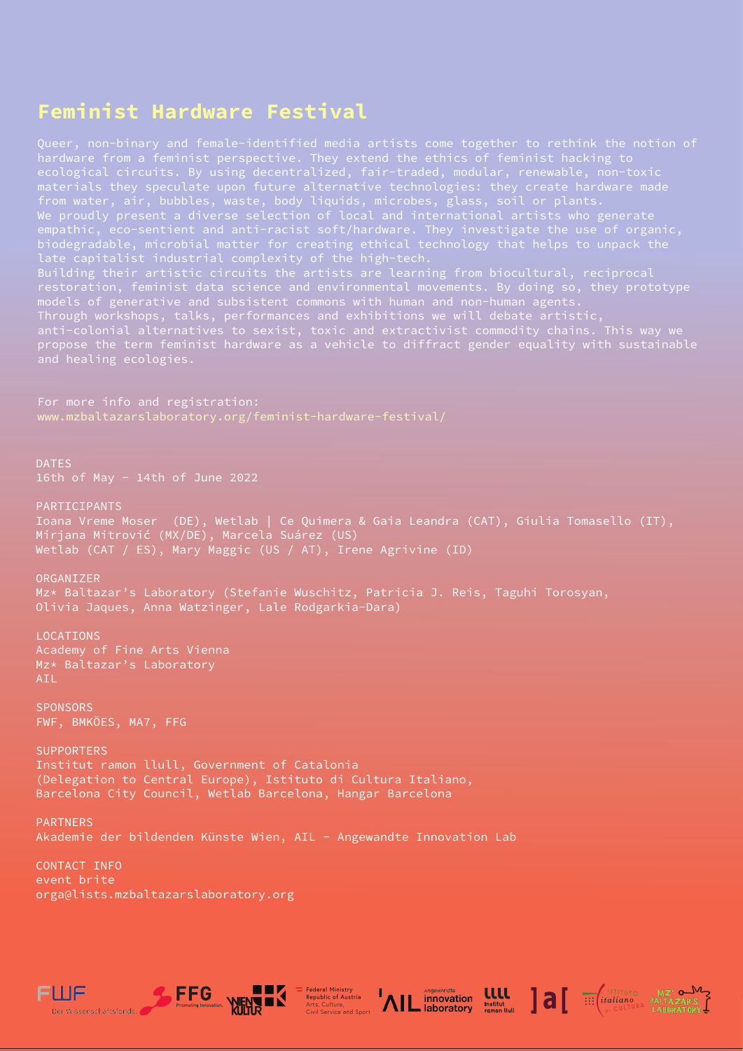# Feminist Hardware Festival

Queer, non-binary and female-identified media artists come together to rethink the notion of hardware from a feminist perspective. They extend the ethics of feminist hacking to ecological circuits. By using decentralized, fair-traded, modular, renewable, non-toxic materials they speculate upon future alternative technologies: they create hardware made from water, air, bubbles, waste, body liquids, microbes, glass, soil or plants.
We proudly present a diverse selection of local and international artists who generate empathic, eco-sentient and anti-racist soft/hardware. They investigate the use of organic, biodegradable, microbial matter for creating ethical technology that helps to unpack the late capitalist industrial complexity of the high-tech.
Building their artistic circuits the artists are learning from biocultural, reciprocal restoration, feminist data science and environmental movements. By doing so, they prototype models of generative and subsistent commons with human and non-human agents.
Through workshops, talks, performances and exhibitions we will debate artistic, anti-colonial alternatives to sexist, toxic and extractivist commodity chains. This way we propose the term feminist hardware as a vehicle to diffract gender equality with sustainable and healing ecologies.

For more info and registration:
www.mzbaltazarslaboratory.org/feminist-hardware-festival/

DATES
16th of May - 14th of June 2022

PARTICIPANTS
Ioana Vreme Moser (DE), Wetlab | Ce Quimera & Gaia Leandra (CAT), Giulia Tomasello (IT), Mirjana Mitrović (MX/DE), Marcela Suárez (US)
Wetlab (CAT / ES), Mary Maggic (US / AT), Irene Agrivine (ID)

ORGANIZER
Mz* Baltazar's Laboratory (Stefanie Wuschitz, Patricia J. Reis, Taguhi Torosyan, Olivia Jaques, Anna Watzinger, Lale Rodgarkia-Dara)

LOCATIONS
Academy of Fine Arts Vienna
Mz* Baltazar's Laboratory
AIL

SPONSORS
FWF, BMKÖES, MA7, FFG

SUPPORTERS
Institut ramon llull, Government of Catalonia (Delegation to Central Europe), Istituto di Cultura Italiano, Barcelona City Council, Wetlab Barcelona, Hangar Barcelona

PARTNERS
Akademie der bildenden Künste Wien, AIL - Angewandte Innovation Lab

CONTACT INFO
event brite
orga@lists.mzbaltazarslaboratory.org